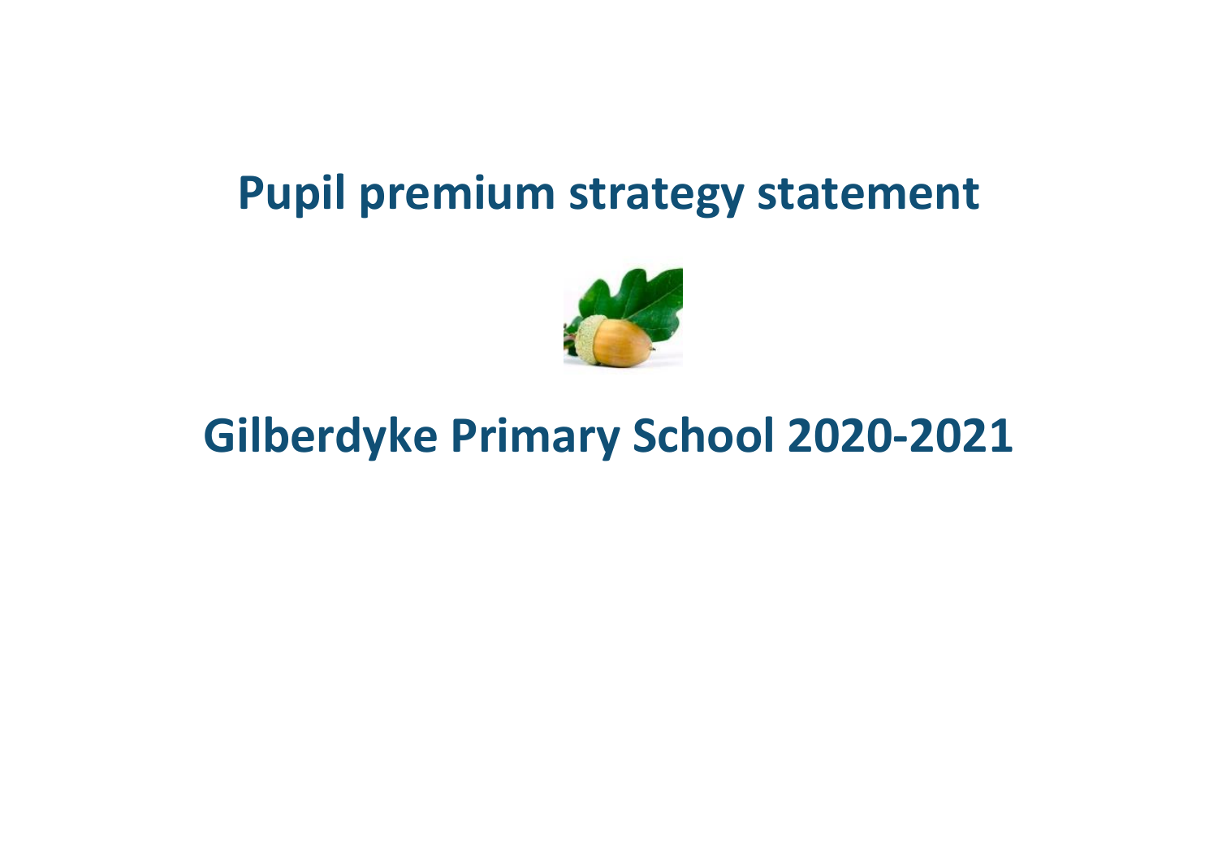# Pupil premium strategy statement

# Gilberdyke Primary School 2020-2021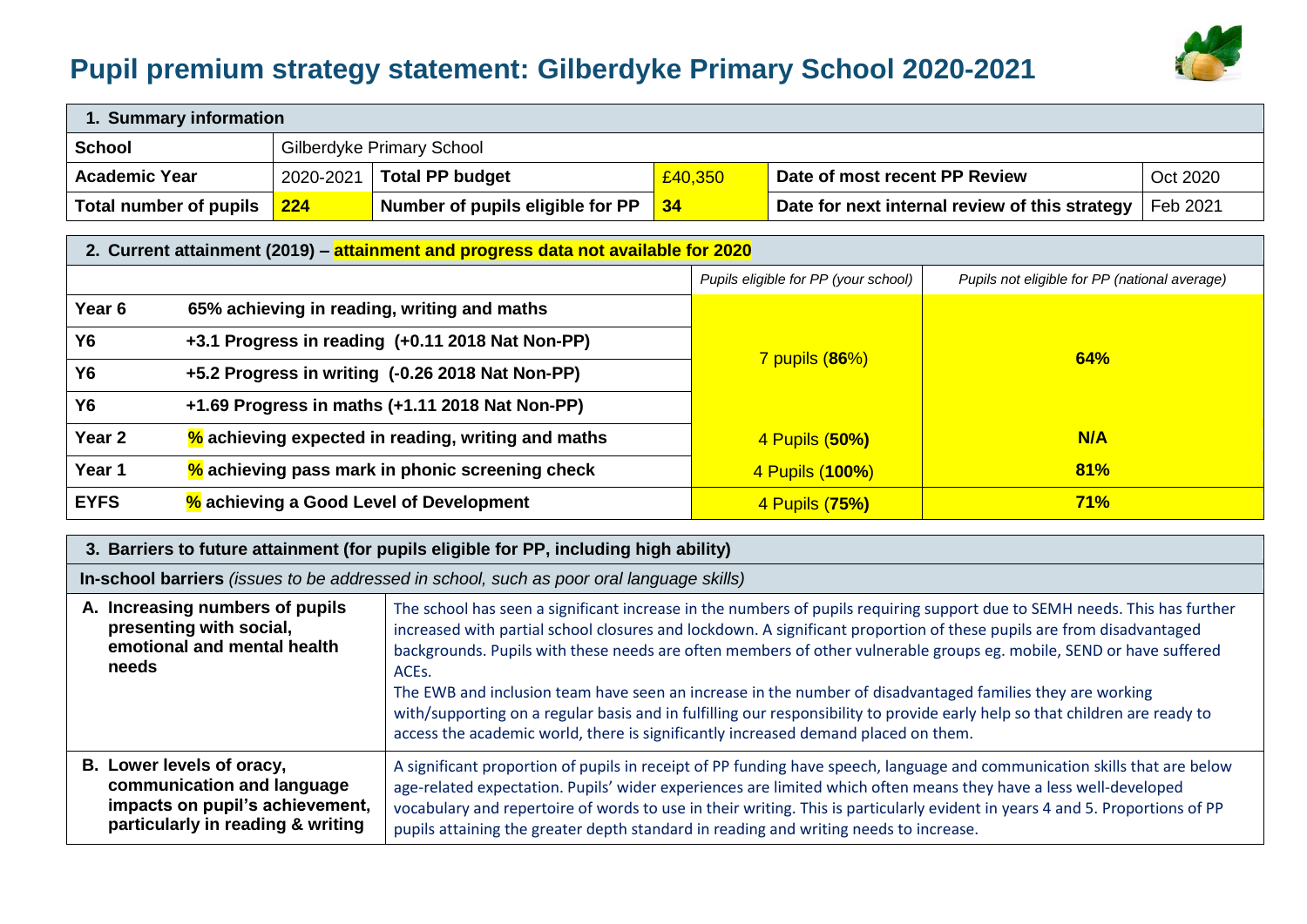# Pupil premium strategy statement: Gilberdyke Primary School 2020-2021

| 1. Summary information | | | | | |
|---|---|---|---|---|---|
| **School** | Gilberdyke Primary School | | | | |
| **Academic Year** | 2020-2021 | **Total PP budget** | £40,350 | **Date of most recent PP Review** | Oct 2020 |
| **Total number of pupils** | **224** | **Number of pupils eligible for PP** | **34** | **Date for next internal review of this strategy** | Feb 2021 |

| 2. Current attainment (2019) – attainment and progress data not available for 2020 | | | |
|---|---|---|---|
| | | *Pupils eligible for PP (your school)* | *Pupils not eligible for PP (national average)* |
| **Year 6** | **65% achieving in reading, writing and maths** | 7 pupils (**86**%) | **64%** |
| **Y6** | **+3.1 Progress in reading (+0.11 2018 Nat Non-PP)** | | |
| **Y6** | **+5.2 Progress in writing (-0.26 2018 Nat Non-PP)** | | |
| **Y6** | **+1.69 Progress in maths (+1.11 2018 Nat Non-PP)** | | |
| **Year 2** | **% achieving expected in reading, writing and maths** | 4 Pupils (**50%)** | **N/A** |
| **Year 1** | **% achieving pass mark in phonic screening check** | 4 Pupils (**100%**) | **81%** |
| **EYFS** | **% achieving a Good Level of Development** | 4 Pupils (**75%)** | **71%** |

| 3. Barriers to future attainment (for pupils eligible for PP, including high ability) | |
|---|---|
| **In-school barriers** *(issues to be addressed in school, such as poor oral language skills)* | |
| **A. Increasing numbers of pupils presenting with social, emotional and mental health needs** | The school has seen a significant increase in the numbers of pupils requiring support due to SEMH needs. This has further increased with partial school closures and lockdown. A significant proportion of these pupils are from disadvantaged backgrounds. Pupils with these needs are often members of other vulnerable groups eg. mobile, SEND or have suffered ACEs.<br>The EWB and inclusion team have seen an increase in the number of disadvantaged families they are working with/supporting on a regular basis and in fulfilling our responsibility to provide early help so that children are ready to access the academic world, there is significantly increased demand placed on them. |
| **B. Lower levels of oracy, communication and language impacts on pupil's achievement, particularly in reading & writing** | A significant proportion of pupils in receipt of PP funding have speech, language and communication skills that are below age-related expectation. Pupils' wider experiences are limited which often means they have a less well-developed vocabulary and repertoire of words to use in their writing. This is particularly evident in years 4 and 5. Proportions of PP pupils attaining the greater depth standard in reading and writing needs to increase. |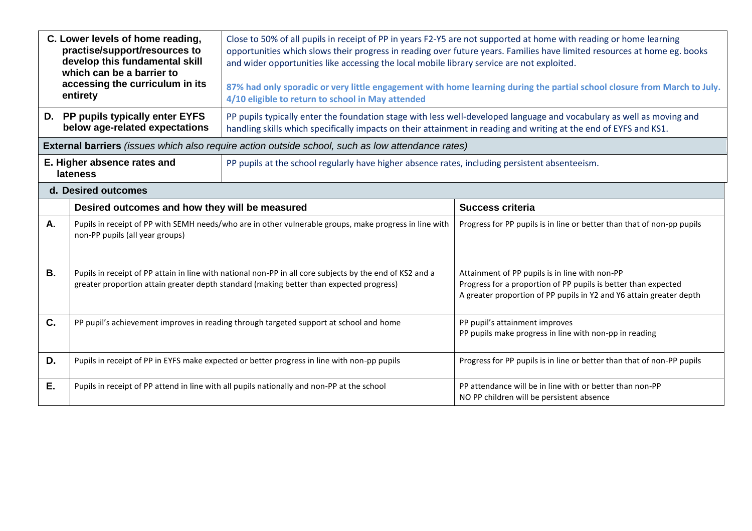| | |
|---|---|
| **C. Lower levels of home reading, practise/support/resources to develop this fundamental skill which can be a barrier to accessing the curriculum in its entirety** | Close to 50% of all pupils in receipt of PP in years F2-Y5 are not supported at home with reading or home learning opportunities which slows their progress in reading over future years. Families have limited resources at home eg. books and wider opportunities like accessing the local mobile library service are not exploited.<br><br>**87% had only sporadic or very little engagement with home learning during the partial school closure from March to July. 4/10 eligible to return to school in May attended** |
| **D. PP pupils typically enter EYFS below age-related expectations** | PP pupils typically enter the foundation stage with less well-developed language and vocabulary as well as moving and handling skills which specifically impacts on their attainment in reading and writing at the end of EYFS and KS1. |
| **External barriers** *(issues which also require action outside school, such as low attendance rates)* | |
| **E. Higher absence rates and lateness** | PP pupils at the school regularly have higher absence rates, including persistent absenteeism. |

**d. Desired outcomes**

| | Desired outcomes and how they will be measured | Success criteria |
|---|---|---|
| **A.** | Pupils in receipt of PP with SEMH needs/who are in other vulnerable groups, make progress in line with non-PP pupils (all year groups) | Progress for PP pupils is in line or better than that of non-pp pupils |
| **B.** | Pupils in receipt of PP attain in line with national non-PP in all core subjects by the end of KS2 and a greater proportion attain greater depth standard (making better than expected progress) | Attainment of PP pupils is in line with non-PP<br>Progress for a proportion of PP pupils is better than expected<br>A greater proportion of PP pupils in Y2 and Y6 attain greater depth |
| **C.** | PP pupil's achievement improves in reading through targeted support at school and home | PP pupil's attainment improves<br>PP pupils make progress in line with non-pp in reading |
| **D.** | Pupils in receipt of PP in EYFS make expected or better progress in line with non-pp pupils | Progress for PP pupils is in line or better than that of non-PP pupils |
| **E.** | Pupils in receipt of PP attend in line with all pupils nationally and non-PP at the school | PP attendance will be in line with or better than non-PP<br>NO PP children will be persistent absence |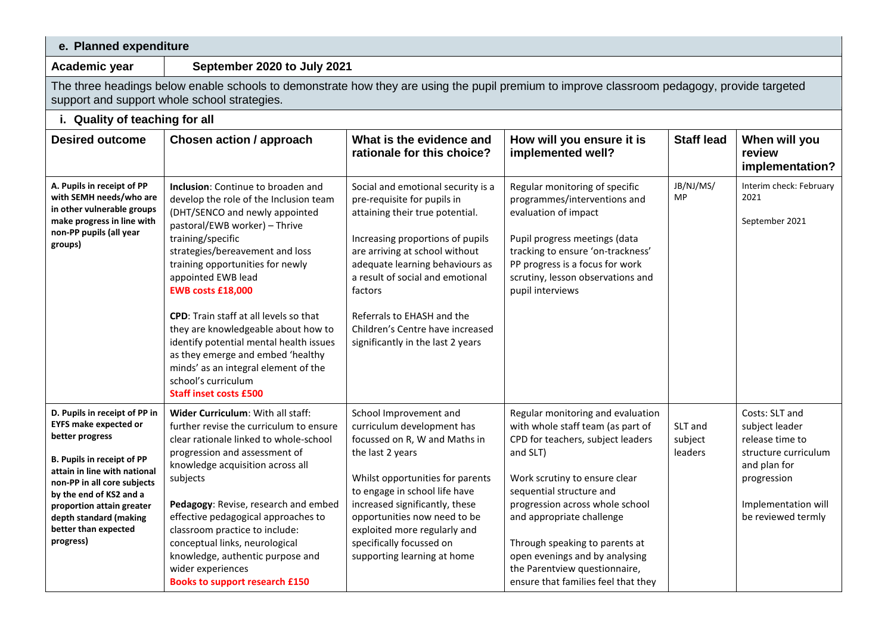## e. Planned expenditure

| Academic year | September 2020 to July 2021 |
|---|---|

The three headings below enable schools to demonstrate how they are using the pupil premium to improve classroom pedagogy, provide targeted support and support whole school strategies.

### i. Quality of teaching for all

| Desired outcome | Chosen action / approach | What is the evidence and rationale for this choice? | How will you ensure it is implemented well? | Staff lead | When will you review implementation? |
|---|---|---|---|---|---|
| **A. Pupils in receipt of PP with SEMH needs/who are in other vulnerable groups make progress in line with non-PP pupils (all year groups)** | **Inclusion**: Continue to broaden and develop the role of the Inclusion team (DHT/SENCO and newly appointed pastoral/EWB worker) – Thrive training/specific strategies/bereavement and loss training opportunities for newly appointed EWB lead<br>**EWB costs £18,000**<br><br>**CPD**: Train staff at all levels so that they are knowledgeable about how to identify potential mental health issues as they emerge and embed 'healthy minds' as an integral element of the school's curriculum<br>**Staff inset costs £500** | Social and emotional security is a pre-requisite for pupils in attaining their true potential.<br><br>Increasing proportions of pupils are arriving at school without adequate learning behaviours as a result of social and emotional factors<br><br>Referrals to EHASH and the Children's Centre have increased significantly in the last 2 years | Regular monitoring of specific programmes/interventions and evaluation of impact<br><br>Pupil progress meetings (data tracking to ensure 'on-trackness' PP progress is a focus for work scrutiny, lesson observations and pupil interviews | JB/NJ/MS/ MP | Interim check: February 2021<br><br>September 2021 |
| **D. Pupils in receipt of PP in EYFS make expected or better progress**<br><br>**B. Pupils in receipt of PP attain in line with national non-PP in all core subjects by the end of KS2 and a proportion attain greater depth standard (making better than expected progress)** | **Wider Curriculum**: With all staff: further revise the curriculum to ensure clear rationale linked to whole-school progression and assessment of knowledge acquisition across all subjects<br><br>**Pedagogy**: Revise, research and embed effective pedagogical approaches to classroom practice to include: conceptual links, neurological knowledge, authentic purpose and wider experiences<br>**Books to support research £150** | School Improvement and curriculum development has focussed on R, W and Maths in the last 2 years<br><br>Whilst opportunities for parents to engage in school life have increased significantly, these opportunities now need to be exploited more regularly and specifically focussed on supporting learning at home | Regular monitoring and evaluation with whole staff team (as part of CPD for teachers, subject leaders and SLT)<br><br>Work scrutiny to ensure clear sequential structure and progression across whole school and appropriate challenge<br><br>Through speaking to parents at open evenings and by analysing the Parentview questionnaire, ensure that families feel that they | SLT and subject leaders | Costs: SLT and subject leader release time to structure curriculum and plan for progression<br><br>Implementation will be reviewed termly |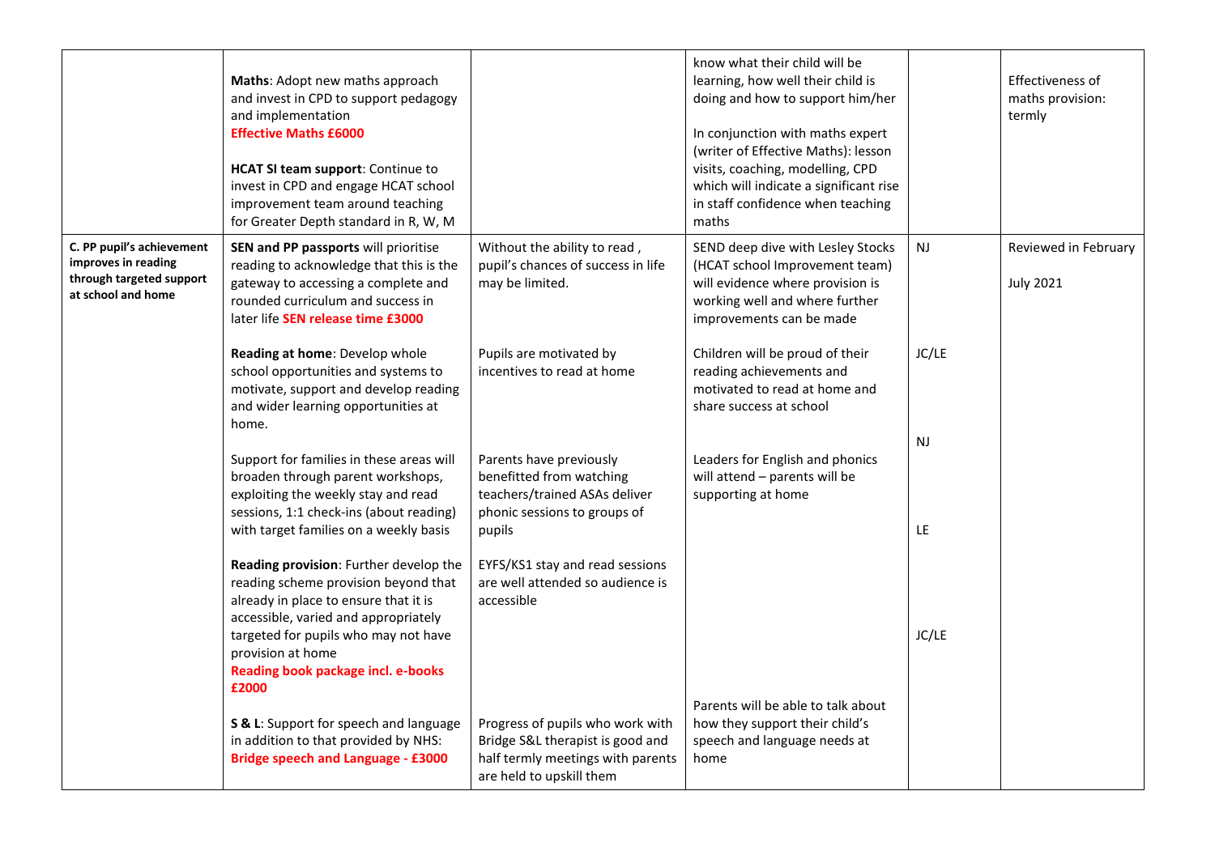| | | | | | |
|---|---|---|---|---|---|
| | **Maths**: Adopt new maths approach and invest in CPD to support pedagogy and implementation<br>**Effective Maths £6000**<br><br>**HCAT SI team support**: Continue to invest in CPD and engage HCAT school improvement team around teaching for Greater Depth standard in R, W, M | | know what their child will be learning, how well their child is doing and how to support him/her<br><br>In conjunction with maths expert (writer of Effective Maths): lesson visits, coaching, modelling, CPD which will indicate a significant rise in staff confidence when teaching maths | | Effectiveness of maths provision: termly |
| **C. PP pupil's achievement improves in reading through targeted support at school and home** | **SEN and PP passports** will prioritise reading to acknowledge that this is the gateway to accessing a complete and rounded curriculum and success in later life **SEN release time £3000** | Without the ability to read , pupil's chances of success in life may be limited. | SEND deep dive with Lesley Stocks (HCAT school Improvement team) will evidence where provision is working well and where further improvements can be made | NJ | Reviewed in February<br><br>July 2021 |
| | **Reading at home**: Develop whole school opportunities and systems to motivate, support and develop reading and wider learning opportunities at home. | Pupils are motivated by incentives to read at home | Children will be proud of their reading achievements and motivated to read at home and share success at school | JC/LE | |
| | Support for families in these areas will broaden through parent workshops, exploiting the weekly stay and read sessions, 1:1 check-ins (about reading) with target families on a weekly basis | Parents have previously benefitted from watching teachers/trained ASAs deliver phonic sessions to groups of pupils | Leaders for English and phonics will attend – parents will be supporting at home | NJ<br><br>LE | |
| | **Reading provision**: Further develop the reading scheme provision beyond that already in place to ensure that it is accessible, varied and appropriately targeted for pupils who may not have provision at home<br>**Reading book package incl. e-books £2000** | EYFS/KS1 stay and read sessions are well attended so audience is accessible | | JC/LE | |
| | **S & L**: Support for speech and language in addition to that provided by NHS: **Bridge speech and Language - £3000** | Progress of pupils who work with Bridge S&L therapist is good and half termly meetings with parents are held to upskill them | Parents will be able to talk about how they support their child's speech and language needs at home | | |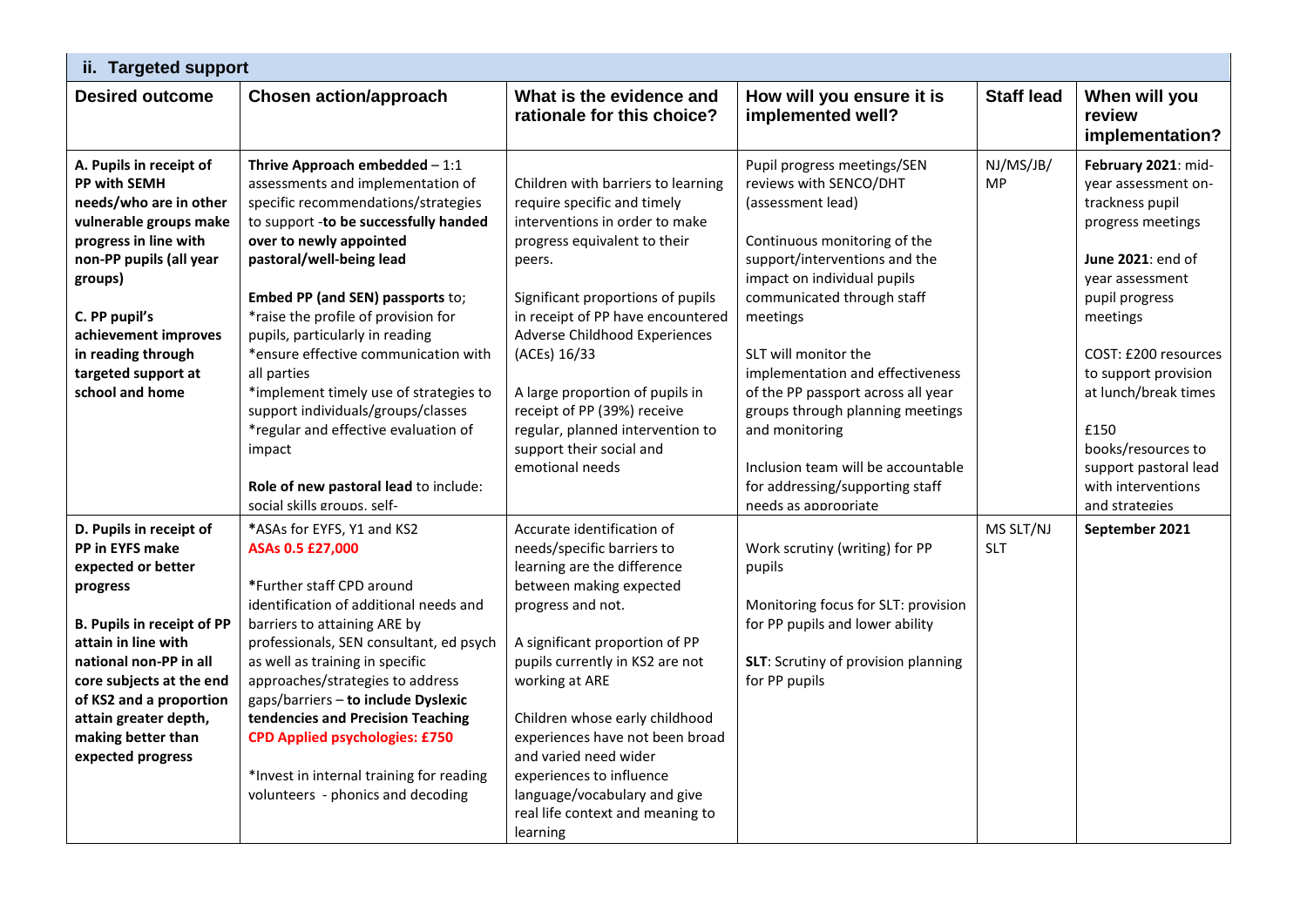| ii. Targeted support | | | | | |
|---|---|---|---|---|---|
| **Desired outcome** | **Chosen action/approach** | **What is the evidence and rationale for this choice?** | **How will you ensure it is implemented well?** | **Staff lead** | **When will you review implementation?** |
| **A. Pupils in receipt of PP with SEMH needs/who are in other vulnerable groups make progress in line with non-PP pupils (all year groups)**<br><br>**C. PP pupil's achievement improves in reading through targeted support at school and home** | **Thrive Approach embedded** – 1:1 assessments and implementation of specific recommendations/strategies to support -**to be successfully handed over to newly appointed pastoral/well-being lead**<br><br>**Embed PP (and SEN) passports** to;<br>*raise the profile of provision for pupils, particularly in reading<br>*ensure effective communication with all parties<br>*implement timely use of strategies to support individuals/groups/classes<br>*regular and effective evaluation of impact<br><br>**Role of new pastoral lead** to include: social skills groups, self- | Children with barriers to learning require specific and timely interventions in order to make progress equivalent to their peers.<br><br>Significant proportions of pupils in receipt of PP have encountered Adverse Childhood Experiences (ACEs) 16/33<br><br>A large proportion of pupils in receipt of PP (39%) receive regular, planned intervention to support their social and emotional needs | Pupil progress meetings/SEN reviews with SENCO/DHT (assessment lead)<br><br>Continuous monitoring of the support/interventions and the impact on individual pupils communicated through staff meetings<br><br>SLT will monitor the implementation and effectiveness of the PP passport across all year groups through planning meetings and monitoring<br><br>Inclusion team will be accountable for addressing/supporting staff needs as appropriate | NJ/MS/JB/ MP | **February 2021**: mid-year assessment on-trackness pupil progress meetings<br><br>**June 2021**: end of year assessment pupil progress meetings<br><br>COST: £200 resources to support provision at lunch/break times<br><br>£150 books/resources to support pastoral lead with interventions and strategies |
| **D. Pupils in receipt of PP in EYFS make expected or better progress**<br><br>**B. Pupils in receipt of PP attain in line with national non-PP in all core subjects at the end of KS2 and a proportion attain greater depth, making better than expected progress** | ***ASAs for EYFS, Y1 and KS2**<br>**ASAs 0.5 £27,000**<br><br>***Further staff CPD around identification of additional needs and barriers to attaining ARE by professionals, SEN consultant, ed psych as well as training in specific approaches/strategies to address gaps/barriers – to include Dyslexic tendencies and Precision Teaching**<br>**CPD Applied psychologies: £750**<br><br>*Invest in internal training for reading volunteers - phonics and decoding | Accurate identification of needs/specific barriers to learning are the difference between making expected progress and not.<br><br>A significant proportion of PP pupils currently in KS2 are not working at ARE<br><br>Children whose early childhood experiences have not been broad and varied need wider experiences to influence language/vocabulary and give real life context and meaning to learning | Work scrutiny (writing) for PP pupils<br><br>Monitoring focus for SLT: provision for PP pupils and lower ability<br><br>**SLT**: Scrutiny of provision planning for PP pupils | MS SLT/NJ SLT | **September 2021** |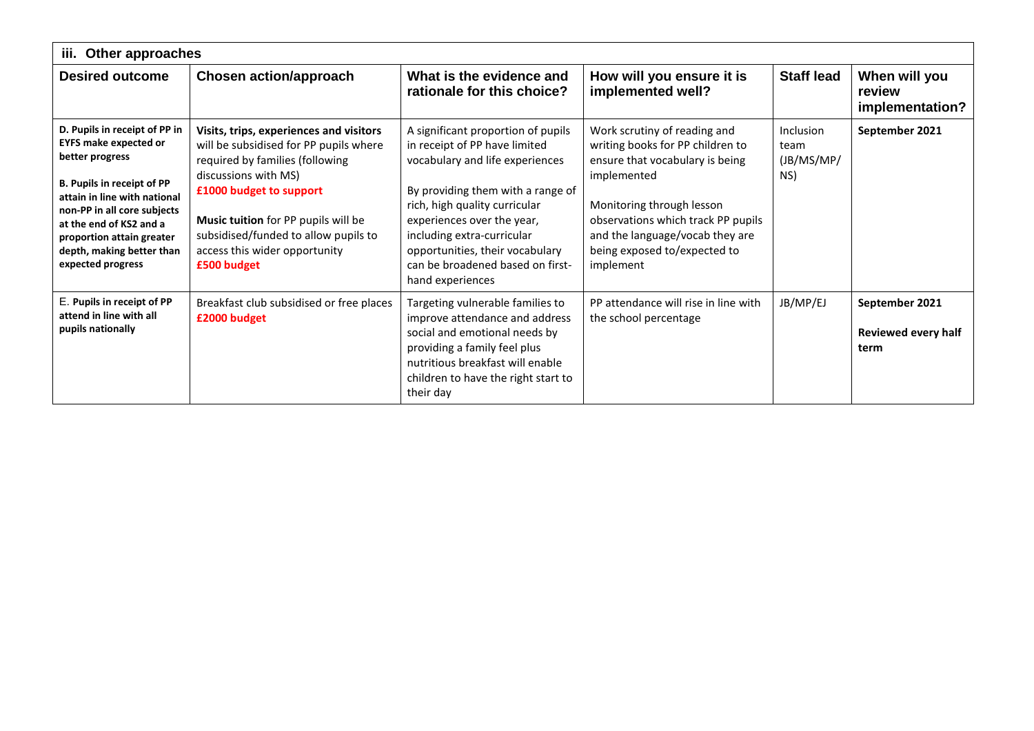| iii. Other approaches | | | | | |
|---|---|---|---|---|---|
| **Desired outcome** | **Chosen action/approach** | **What is the evidence and rationale for this choice?** | **How will you ensure it is implemented well?** | **Staff lead** | **When will you review implementation?** |
| **D. Pupils in receipt of PP in EYFS make expected or better progress**<br><br>**B. Pupils in receipt of PP attain in line with national non-PP in all core subjects at the end of KS2 and a proportion attain greater depth, making better than expected progress** | **Visits, trips, experiences and visitors** will be subsidised for PP pupils where required by families (following discussions with MS)<br>**£1000 budget to support**<br><br>**Music tuition** for PP pupils will be subsidised/funded to allow pupils to access this wider opportunity<br>**£500 budget** | A significant proportion of pupils in receipt of PP have limited vocabulary and life experiences<br><br>By providing them with a range of rich, high quality curricular experiences over the year, including extra-curricular opportunities, their vocabulary can be broadened based on first-hand experiences | Work scrutiny of reading and writing books for PP children to ensure that vocabulary is being implemented<br><br>Monitoring through lesson observations which track PP pupils and the language/vocab they are being exposed to/expected to implement | Inclusion team (JB/MS/MP/NS) | **September 2021** |
| E. **Pupils in receipt of PP attend in line with all pupils nationally** | Breakfast club subsidised or free places<br>**£2000 budget** | Targeting vulnerable families to improve attendance and address social and emotional needs by providing a family feel plus nutritious breakfast will enable children to have the right start to their day | PP attendance will rise in line with the school percentage | JB/MP/EJ | **September 2021**<br><br>**Reviewed every half term** |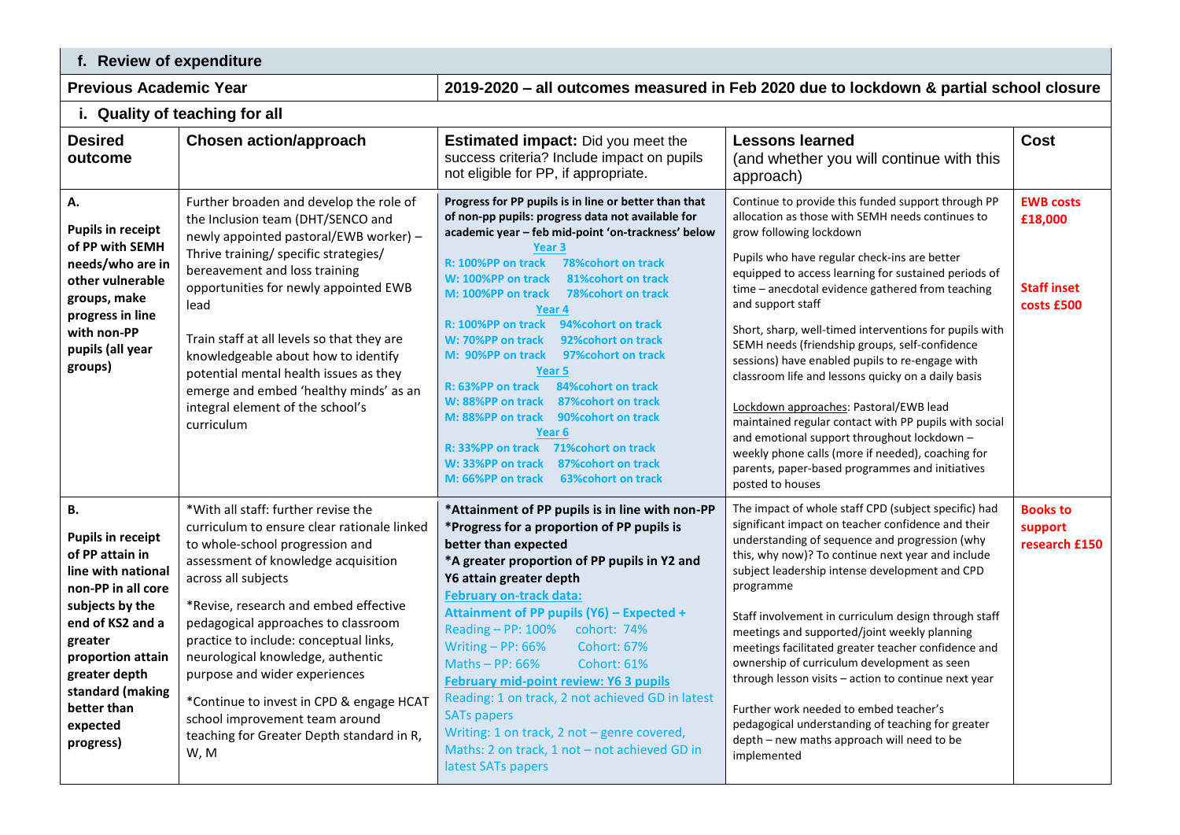## f. Review of expenditure

| Previous Academic Year | 2019-2020 – all outcomes measured in Feb 2020 due to lockdown & partial school closure |
|---|---|

### i. Quality of teaching for all

| Desired outcome | Chosen action/approach | Estimated impact: Did you meet the success criteria? Include impact on pupils not eligible for PP, if appropriate. | Lessons learned (and whether you will continue with this approach) | Cost |
|---|---|---|---|---|
| A. **Pupils in receipt of PP with SEMH needs/who are in other vulnerable groups, make progress in line with non-PP pupils (all year groups)** | Further broaden and develop the role of the Inclusion team (DHT/SENCO and newly appointed pastoral/EWB worker) – Thrive training/ specific strategies/ bereavement and loss training opportunities for newly appointed EWB lead<br><br>Train staff at all levels so that they are knowledgeable about how to identify potential mental health issues as they emerge and embed 'healthy minds' as an integral element of the school's curriculum | **Progress for PP pupils is in line or better than that of non-pp pupils: progress data not available for academic year – feb mid-point 'on-trackness' below**<br>**Year 3**<br>**R: 100%PP on track 78%cohort on track**<br>**W: 100%PP on track 81%cohort on track**<br>**M: 100%PP on track 78%cohort on track**<br>**Year 4**<br>**R: 100%PP on track 94%cohort on track**<br>**W: 70%PP on track 92%cohort on track**<br>**M: 90%PP on track 97%cohort on track**<br>**Year 5**<br>**R: 63%PP on track 84%cohort on track**<br>**W: 88%PP on track 87%cohort on track**<br>**M: 88%PP on track 90%cohort on track**<br>**Year 6**<br>**R: 33%PP on track 71%cohort on track**<br>**W: 33%PP on track 87%cohort on track**<br>**M: 66%PP on track 63%cohort on track** | Continue to provide this funded support through PP allocation as those with SEMH needs continues to grow following lockdown<br><br>Pupils who have regular check-ins are better equipped to access learning for sustained periods of time – anecdotal evidence gathered from teaching and support staff<br><br>Short, sharp, well-timed interventions for pupils with SEMH needs (friendship groups, self-confidence sessions) have enabled pupils to re-engage with classroom life and lessons quicky on a daily basis<br><br>Lockdown approaches: Pastoral/EWB lead maintained regular contact with PP pupils with social and emotional support throughout lockdown – weekly phone calls (more if needed), coaching for parents, paper-based programmes and initiatives posted to houses | **EWB costs £18,000**<br><br>**Staff inset costs £500** |
| B. **Pupils in receipt of PP attain in line with national non-PP in all core subjects by the end of KS2 and a greater proportion attain greater depth standard (making better than expected progress)** | *With all staff: further revise the curriculum to ensure clear rationale linked to whole-school progression and assessment of knowledge acquisition across all subjects<br><br>*Revise, research and embed effective pedagogical approaches to classroom practice to include: conceptual links, neurological knowledge, authentic purpose and wider experiences<br><br>*Continue to invest in CPD & engage HCAT school improvement team around teaching for Greater Depth standard in R, W, M | **\*Attainment of PP pupils is in line with non-PP**<br>**\*Progress for a proportion of PP pupils is better than expected**<br>**\*A greater proportion of PP pupils in Y2 and Y6 attain greater depth**<br>**February on-track data:**<br>**Attainment of PP pupils (Y6) – Expected +**<br>Reading – PP: 100% cohort: 74%<br>Writing – PP: 66% Cohort: 67%<br>Maths – PP: 66% Cohort: 61%<br>**February mid-point review: Y6 3 pupils**<br>Reading: 1 on track, 2 not achieved GD in latest SATs papers<br>Writing: 1 on track, 2 not – genre covered,<br>Maths: 2 on track, 1 not – not achieved GD in latest SATs papers | The impact of whole staff CPD (subject specific) had significant impact on teacher confidence and their understanding of sequence and progression (why this, why now)? To continue next year and include subject leadership intense development and CPD programme<br><br>Staff involvement in curriculum design through staff meetings and supported/joint weekly planning meetings facilitated greater teacher confidence and ownership of curriculum development as seen through lesson visits – action to continue next year<br><br>Further work needed to embed teacher's pedagogical understanding of teaching for greater depth – new maths approach will need to be implemented | **Books to support research £150** |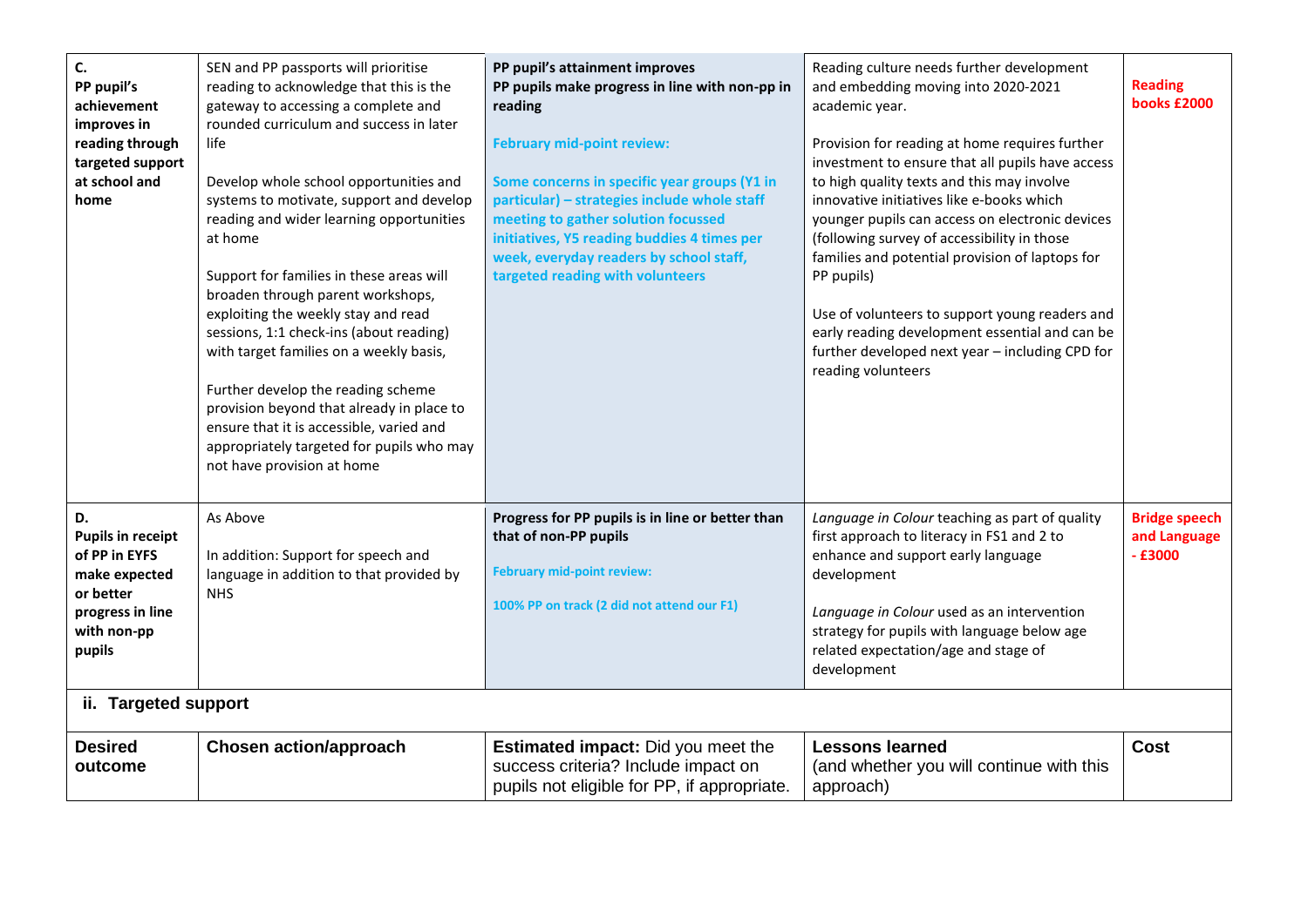| C. **PP pupil's achievement improves in reading through targeted support at school and home** | SEN and PP passports will prioritise reading to acknowledge that this is the gateway to accessing a complete and rounded curriculum and success in later life<br><br>Develop whole school opportunities and systems to motivate, support and develop reading and wider learning opportunities at home<br><br>Support for families in these areas will broaden through parent workshops, exploiting the weekly stay and read sessions, 1:1 check-ins (about reading) with target families on a weekly basis,<br><br>Further develop the reading scheme provision beyond that already in place to ensure that it is accessible, varied and appropriately targeted for pupils who may not have provision at home | **PP pupil's attainment improves**<br>**PP pupils make progress in line with non-pp in reading**<br><br>**February mid-point review:**<br><br>**Some concerns in specific year groups (Y1 in particular) – strategies include whole staff meeting to gather solution focussed initiatives, Y5 reading buddies 4 times per week, everyday readers by school staff, targeted reading with volunteers** | Reading culture needs further development and embedding moving into 2020-2021 academic year.<br><br>Provision for reading at home requires further investment to ensure that all pupils have access to high quality texts and this may involve innovative initiatives like e-books which younger pupils can access on electronic devices (following survey of accessibility in those families and potential provision of laptops for PP pupils)<br><br>Use of volunteers to support young readers and early reading development essential and can be further developed next year – including CPD for reading volunteers | **Reading books £2000** |
|---|---|---|---|---|
| D. **Pupils in receipt of PP in EYFS make expected or better progress in line with non-pp pupils** | As Above<br><br>In addition: Support for speech and language in addition to that provided by NHS | **Progress for PP pupils is in line or better than that of non-PP pupils**<br><br>**February mid-point review:**<br><br>**100% PP on track (2 did not attend our F1)** | *Language in Colour* teaching as part of quality first approach to literacy in FS1 and 2 to enhance and support early language development<br><br>*Language in Colour* used as an intervention strategy for pupils with language below age related expectation/age and stage of development | **Bridge speech and Language - £3000** |

## ii. Targeted support

| **Desired outcome** | **Chosen action/approach** | **Estimated impact:** Did you meet the success criteria? Include impact on pupils not eligible for PP, if appropriate. | **Lessons learned** (and whether you will continue with this approach) | **Cost** |
|---|---|---|---|---|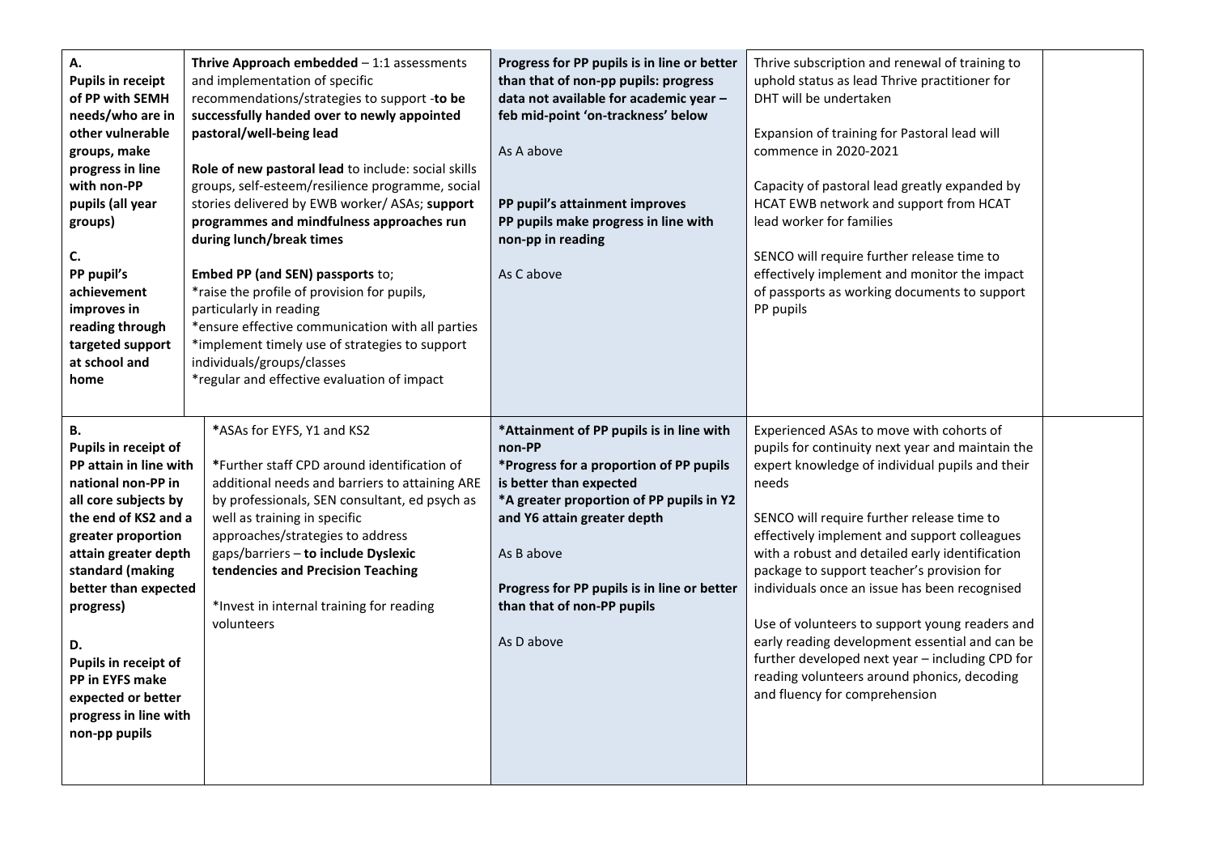| | | | | |
|---|---|---|---|---|
| **A.**<br>**Pupils in receipt of PP with SEMH needs/who are in other vulnerable groups, make progress in line with non-PP pupils (all year groups)**<br><br>**C.**<br>**PP pupil's achievement improves in reading through targeted support at school and home** | **Thrive Approach embedded** – 1:1 assessments and implementation of specific recommendations/strategies to support -**to be successfully handed over to newly appointed pastoral/well-being lead**<br><br>**Role of new pastoral lead** to include: social skills groups, self-esteem/resilience programme, social stories delivered by EWB worker/ ASAs; **support programmes and mindfulness approaches run during lunch/break times**<br><br>**Embed PP (and SEN) passports** to;<br>*raise the profile of provision for pupils, particularly in reading<br>*ensure effective communication with all parties<br>*implement timely use of strategies to support individuals/groups/classes<br>*regular and effective evaluation of impact | **Progress for PP pupils is in line or better than that of non-pp pupils: progress data not available for academic year – feb mid-point 'on-trackness' below**<br><br>As A above<br><br>**PP pupil's attainment improves**<br>**PP pupils make progress in line with non-pp in reading**<br><br>As C above | Thrive subscription and renewal of training to uphold status as lead Thrive practitioner for DHT will be undertaken<br><br>Expansion of training for Pastoral lead will commence in 2020-2021<br><br>Capacity of pastoral lead greatly expanded by HCAT EWB network and support from HCAT lead worker for families<br><br>SENCO will require further release time to effectively implement and monitor the impact of passports as working documents to support PP pupils | |
| **B.**<br>**Pupils in receipt of PP attain in line with national non-PP in all core subjects by the end of KS2 and a greater proportion attain greater depth standard (making better than expected progress)**<br><br>**D.**<br>**Pupils in receipt of PP in EYFS make expected or better progress in line with non-pp pupils** | *ASAs for EYFS, Y1 and KS2<br><br>*Further staff CPD around identification of additional needs and barriers to attaining ARE by professionals, SEN consultant, ed psych as well as training in specific approaches/strategies to address gaps/barriers – **to include Dyslexic tendencies and Precision Teaching**<br><br>*Invest in internal training for reading volunteers | ***Attainment of PP pupils is in line with non-PP**<br>***Progress for a proportion of PP pupils is better than expected**<br>***A greater proportion of PP pupils in Y2 and Y6 attain greater depth**<br><br>As B above<br><br>**Progress for PP pupils is in line or better than that of non-PP pupils**<br><br>As D above | Experienced ASAs to move with cohorts of pupils for continuity next year and maintain the expert knowledge of individual pupils and their needs<br><br>SENCO will require further release time to effectively implement and support colleagues with a robust and detailed early identification package to support teacher's provision for individuals once an issue has been recognised<br><br>Use of volunteers to support young readers and early reading development essential and can be further developed next year – including CPD for reading volunteers around phonics, decoding and fluency for comprehension | |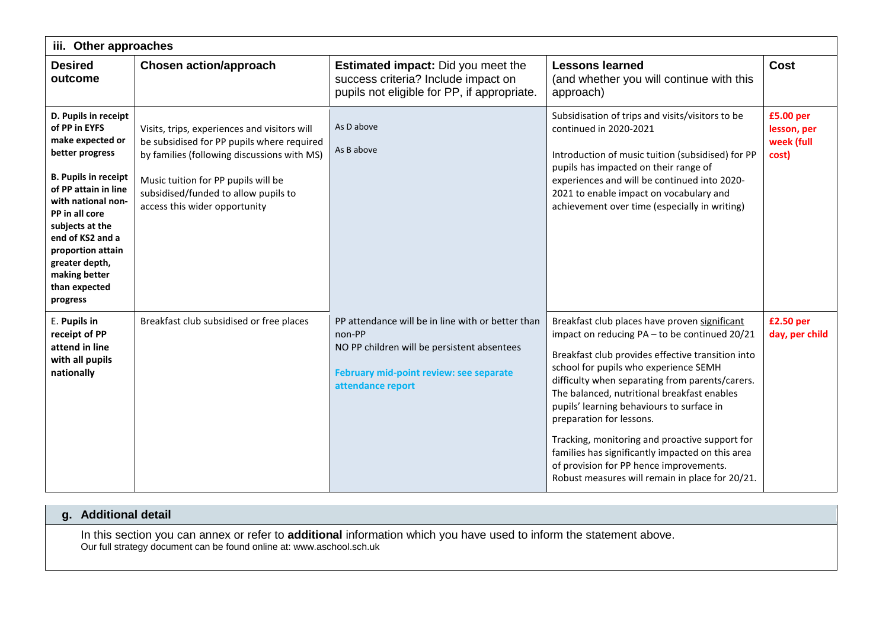| iii. Other approaches | | | | |
|---|---|---|---|---|
| **Desired outcome** | **Chosen action/approach** | **Estimated impact:** Did you meet the success criteria? Include impact on pupils not eligible for PP, if appropriate. | **Lessons learned** (and whether you will continue with this approach) | **Cost** |
| **D. Pupils in receipt of PP in EYFS make expected or better progress**<br><br>**B. Pupils in receipt of PP attain in line with national non-PP in all core subjects at the end of KS2 and a proportion attain greater depth, making better than expected progress** | Visits, trips, experiences and visitors will be subsidised for PP pupils where required by families (following discussions with MS)<br><br>Music tuition for PP pupils will be subsidised/funded to allow pupils to access this wider opportunity | As D above<br><br>As B above | Subsidisation of trips and visits/visitors to be continued in 2020-2021<br><br>Introduction of music tuition (subsidised) for PP pupils has impacted on their range of experiences and will be continued into 2020-2021 to enable impact on vocabulary and achievement over time (especially in writing) | **£5.00 per lesson, per week (full cost)** |
| E. **Pupils in receipt of PP attend in line with all pupils nationally** | Breakfast club subsidised or free places | PP attendance will be in line with or better than non-PP<br>NO PP children will be persistent absentees<br><br>**February mid-point review: see separate attendance report** | Breakfast club places have proven significant impact on reducing PA – to be continued 20/21<br><br>Breakfast club provides effective transition into school for pupils who experience SEMH difficulty when separating from parents/carers. The balanced, nutritional breakfast enables pupils' learning behaviours to surface in preparation for lessons.<br><br>Tracking, monitoring and proactive support for families has significantly impacted on this area of provision for PP hence improvements. Robust measures will remain in place for 20/21. | **£2.50 per day, per child** |

## g. Additional detail

In this section you can annex or refer to **additional** information which you have used to inform the statement above.
Our full strategy document can be found online at: www.aschool.sch.uk